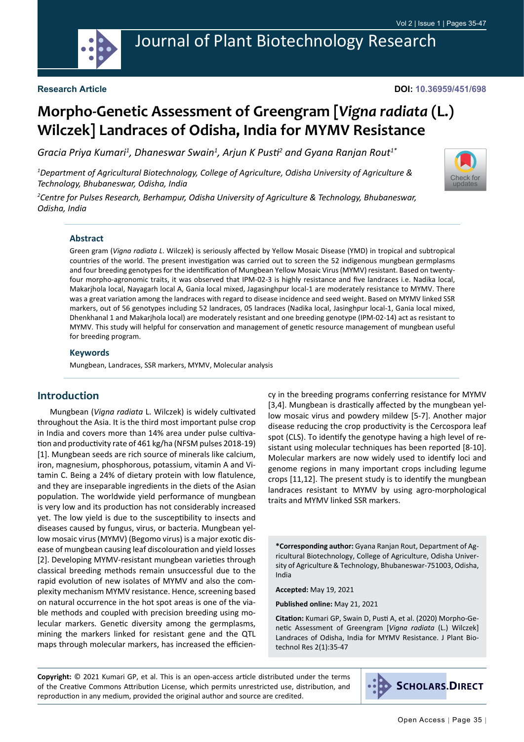**Research Article**

**DOI: 10.36959/451/698**

# Morpho-Genetic Assessment of Greengram [*Vigna radiata* (L.) Wilczek] Landraces of Odisha, India for MYMV Resistance

*Gracia Priya Kumari[1], Dhaneswar Swain[1], Arjun K Pusti[2] and Gyana Ranjan Rout[1*]*

[1]*Department of Agricultural Biotechnology, College of Agriculture, Odisha University of Agriculture & Technology, Bhubaneswar, Odisha, India*

[2]*Centre for Pulses Research, Berhampur, Odisha University of Agriculture & Technology, Bhubaneswar, Odisha, India*

### Abstract

Green gram (*Vigna radiata L*. Wilczek) is seriously affected by Yellow Mosaic Disease (YMD) in tropical and subtropical countries of the world. The present investigation was carried out to screen the 52 indigenous mungbean germplasms and four breeding genotypes for the identification of Mungbean Yellow Mosaic Virus (MYMV) resistant. Based on twenty-four morpho-agronomic traits, it was observed that IPM-02-3 is highly resistance and five landraces i.e. Nadika local, Makarjhola local, Nayagarh local A, Gania local mixed, Jagasinghpur local-1 are moderately resistance to MYMV. There was a great variation among the landraces with regard to disease incidence and seed weight. Based on MYMV linked SSR markers, out of 56 genotypes including 52 landraces, 05 landraces (Nadika local, Jasinghpur local-1, Gania local mixed, Dhenkhanal 1 and Makarjhola local) are moderately resistant and one breeding genotype (IPM-02-14) act as resistant to MYMV. This study will helpful for conservation and management of genetic resource management of mungbean useful for breeding program.

### Keywords

Mungbean, Landraces, SSR markers, MYMV, Molecular analysis

## Introduction

Mungbean (*Vigna radiata* L. Wilczek) is widely cultivated throughout the Asia. It is the third most important pulse crop in India and covers more than 14% area under pulse cultivation and productivity rate of 461 kg/ha (NFSM pulses 2018-19) [1]. Mungbean seeds are rich source of minerals like calcium, iron, magnesium, phosphorous, potassium, vitamin A and Vitamin C. Being a 24% of dietary protein with low flatulence, and they are inseparable ingredients in the diets of the Asian population. The worldwide yield performance of mungbean is very low and its production has not considerably increased yet. The low yield is due to the susceptibility to insects and diseases caused by fungus, virus, or bacteria. Mungbean yellow mosaic virus (MYMV) (Begomo virus) is a major exotic disease of mungbean causing leaf discolouration and yield losses [2]. Developing MYMV-resistant mungbean varieties through classical breeding methods remain unsuccessful due to the rapid evolution of new isolates of MYMV and also the complexity mechanism MYMV resistance. Hence, screening based on natural occurrence in the hot spot areas is one of the viable methods and coupled with precision breeding using molecular markers. Genetic diversity among the germplasms, mining the markers linked for resistant gene and the QTL maps through molecular markers, has increased the efficiency in the breeding programs conferring resistance for MYMV [3,4]. Mungbean is drastically affected by the mungbean yellow mosaic virus and powdery mildew [5-7]. Another major disease reducing the crop productivity is the Cercospora leaf spot (CLS). To identify the genotype having a high level of resistant using molecular techniques has been reported [8-10]. Molecular markers are now widely used to identify loci and genome regions in many important crops including legume crops [11,12]. The present study is to identify the mungbean landraces resistant to MYMV by using agro-morphological traits and MYMV linked SSR markers.

**\*Corresponding author:** Gyana Ranjan Rout, Department of Agricultural Biotechnology, College of Agriculture, Odisha University of Agriculture & Technology, Bhubaneswar-751003, Odisha, India

**Accepted:** May 19, 2021

**Published online:** May 21, 2021

**Citation:** Kumari GP, Swain D, Pusti A, et al. (2020) Morpho-Genetic Assessment of Greengram [*Vigna radiata* (L.) Wilczek] Landraces of Odisha, India for MYMV Resistance. J Plant Biotechnol Res 2(1):35-47

**Copyright:** © 2021 Kumari GP, et al. This is an open-access article distributed under the terms of the Creative Commons Attribution License, which permits unrestricted use, distribution, and reproduction in any medium, provided the original author and source are credited.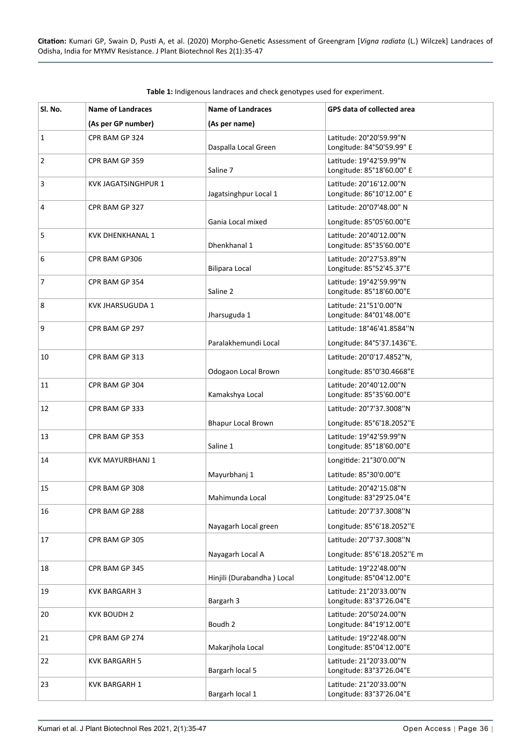**Table 1:** Indigenous landraces and check genotypes used for experiment.

| Sl. No. | Name of Landraces (As per GP number) | Name of Landraces (As per name) | GPS data of collected area |
|---|---|---|---|
| 1 | CPR BAM GP 324 | Daspalla Local Green | Latitude: 20°20'59.99"N Longitude: 84°50'59.99" E |
| 2 | CPR BAM GP 359 | Saline 7 | Latitude: 19°42'59.99"N Longitude: 85°18'60.00" E |
| 3 | KVK JAGATSINGHPUR 1 | Jagatsinghpur Local 1 | Latitude: 20°16'12.00"N Longitude: 86°10'12.00" E |
| 4 | CPR BAM GP 327 | Gania Local mixed | Latitude: 20°07'48.00" N Longitude: 85°05'60.00"E |
| 5 | KVK DHENKHANAL 1 | Dhenkhanal 1 | Latitude: 20°40'12.00"N Longitude: 85°35'60.00"E |
| 6 | CPR BAM GP306 | Bilipara Local | Latitude: 20°27'53.89"N Longitude: 85°52'45.37"E |
| 7 | CPR BAM GP 354 | Saline 2 | Latitude: 19°42'59.99"N Longitude: 85°18'60.00"E |
| 8 | KVK JHARSUGUDA 1 | Jharsuguda 1 | Latitude: 21°51'0.00"N Longitude: 84°01'48.00"E |
| 9 | CPR BAM GP 297 | Paralakhemundi Local | Latitude: 18°46'41.8584''N Longitude: 84°5'37.1436''E. |
| 10 | CPR BAM GP 313 | Odogaon Local Brown | Latitude: 20°0'17.4852"N, Longitude: 85°0'30.4668"E |
| 11 | CPR BAM GP 304 | Kamakshya Local | Latitude: 20°40'12.00"N Longitude: 85°35'60.00"E |
| 12 | CPR BAM GP 333 | Bhapur Local Brown | Latitude: 20°7'37.3008''N Longitude: 85°6'18.2052''E |
| 13 | CPR BAM GP 353 | Saline 1 | Latitude: 19°42'59.99"N Longitude: 85°18'60.00"E |
| 14 | KVK MAYURBHANJ 1 | Mayurbhanj 1 | Longitide: 21°30'0.00"N Latitude: 85°30'0.00"E |
| 15 | CPR BAM GP 308 | Mahimunda Local | Latitude: 20°42'15.08"N Longitude: 83°29'25.04"E |
| 16 | CPR BAM GP 288 | Nayagarh Local green | Latitude: 20°7'37.3008''N Longitude: 85°6'18.2052''E |
| 17 | CPR BAM GP 305 | Nayagarh Local A | Latitude: 20°7'37.3008''N Longitude: 85°6'18.2052''E m |
| 18 | CPR BAM GP 345 | Hinjili (Durabandha ) Local | Latitude: 19°22'48.00"N Longitude: 85°04'12.00"E |
| 19 | KVK BARGARH 3 | Bargarh 3 | Latitude: 21°20'33.00"N Longitude: 83°37'26.04"E |
| 20 | KVK BOUDH 2 | Boudh 2 | Latitude: 20°50'24.00"N Longitude: 84°19'12.00"E |
| 21 | CPR BAM GP 274 | Makarjhola Local | Latitude: 19°22'48.00"N Longitude: 85°04'12.00"E |
| 22 | KVK BARGARH 5 | Bargarh local 5 | Latitude: 21°20'33.00"N Longitude: 83°37'26.04"E |
| 23 | KVK BARGARH 1 | Bargarh local 1 | Latitude: 21°20'33.00"N Longitude: 83°37'26.04"E |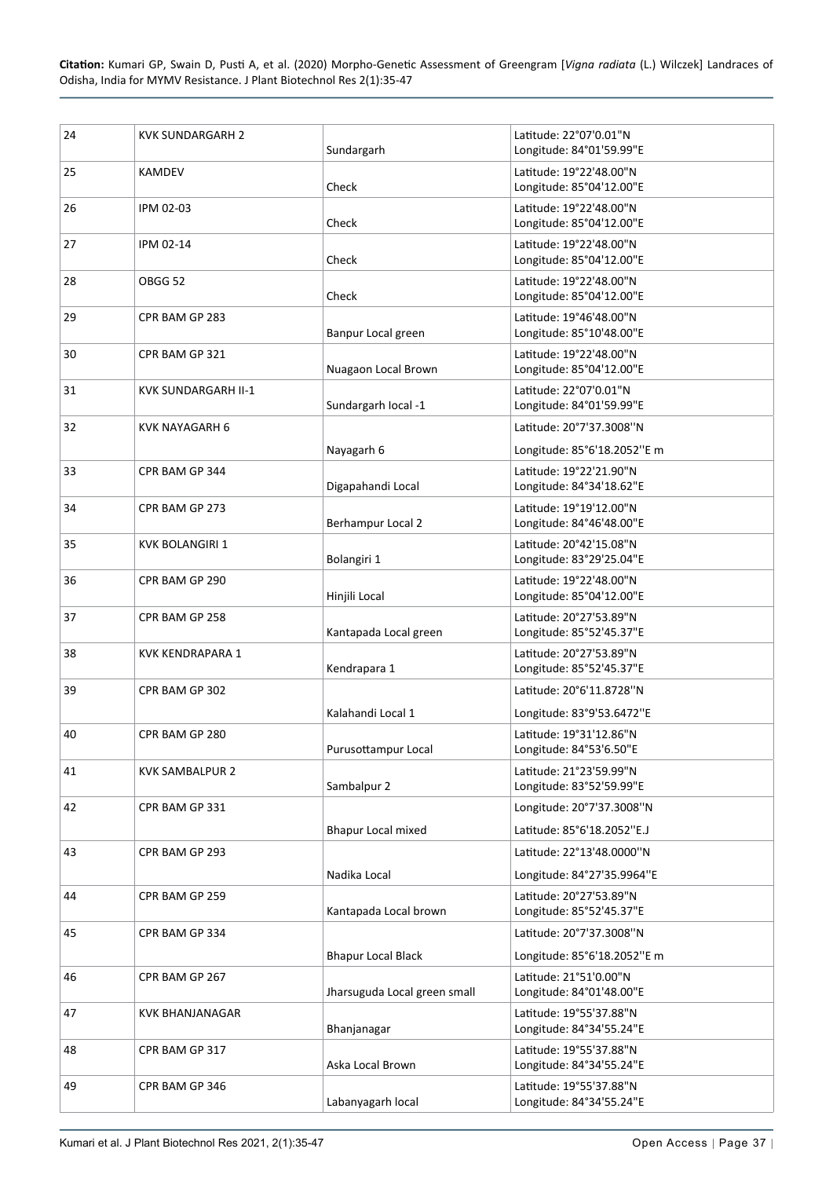| 24 | KVK SUNDARGARH 2 | Sundargarh | Latitude: 22°07'0.01"N Longitude: 84°01'59.99"E |
|---|---|---|---|
| 25 | KAMDEV | Check | Latitude: 19°22'48.00"N Longitude: 85°04'12.00"E |
| 26 | IPM 02-03 | Check | Latitude: 19°22'48.00"N Longitude: 85°04'12.00"E |
| 27 | IPM 02-14 | Check | Latitude: 19°22'48.00"N Longitude: 85°04'12.00"E |
| 28 | OBGG 52 | Check | Latitude: 19°22'48.00"N Longitude: 85°04'12.00"E |
| 29 | CPR BAM GP 283 | Banpur Local green | Latitude: 19°46'48.00"N Longitude: 85°10'48.00"E |
| 30 | CPR BAM GP 321 | Nuagaon Local Brown | Latitude: 19°22'48.00"N Longitude: 85°04'12.00"E |
| 31 | KVK SUNDARGARH II-1 | Sundargarh local -1 | Latitude: 22°07'0.01"N Longitude: 84°01'59.99"E |
| 32 | KVK NAYAGARH 6 | Nayagarh 6 | Latitude: 20°7'37.3008''N Longitude: 85°6'18.2052''E m |
| 33 | CPR BAM GP 344 | Digapahandi Local | Latitude: 19°22'21.90"N Longitude: 84°34'18.62"E |
| 34 | CPR BAM GP 273 | Berhampur Local 2 | Latitude: 19°19'12.00"N Longitude: 84°46'48.00"E |
| 35 | KVK BOLANGIRI 1 | Bolangiri 1 | Latitude: 20°42'15.08"N Longitude: 83°29'25.04"E |
| 36 | CPR BAM GP 290 | Hinjili Local | Latitude: 19°22'48.00"N Longitude: 85°04'12.00"E |
| 37 | CPR BAM GP 258 | Kantapada Local green | Latitude: 20°27'53.89"N Longitude: 85°52'45.37"E |
| 38 | KVK KENDRAPARA 1 | Kendrapara 1 | Latitude: 20°27'53.89"N Longitude: 85°52'45.37"E |
| 39 | CPR BAM GP 302 | Kalahandi Local 1 | Latitude: 20°6'11.8728''N Longitude: 83°9'53.6472''E |
| 40 | CPR BAM GP 280 | Purusottampur Local | Latitude: 19°31'12.86"N Longitude: 84°53'6.50"E |
| 41 | KVK SAMBALPUR 2 | Sambalpur 2 | Latitude: 21°23'59.99"N Longitude: 83°52'59.99"E |
| 42 | CPR BAM GP 331 | Bhapur Local mixed | Longitude: 20°7'37.3008''N Latitude: 85°6'18.2052''E.J |
| 43 | CPR BAM GP 293 | Nadika Local | Latitude: 22°13'48.0000''N Longitude: 84°27'35.9964''E |
| 44 | CPR BAM GP 259 | Kantapada Local brown | Latitude: 20°27'53.89"N Longitude: 85°52'45.37"E |
| 45 | CPR BAM GP 334 | Bhapur Local Black | Latitude: 20°7'37.3008''N Longitude: 85°6'18.2052''E m |
| 46 | CPR BAM GP 267 | Jharsuguda Local green small | Latitude: 21°51'0.00"N Longitude: 84°01'48.00"E |
| 47 | KVK BHANJANAGAR | Bhanjanagar | Latitude: 19°55'37.88"N Longitude: 84°34'55.24"E |
| 48 | CPR BAM GP 317 | Aska Local Brown | Latitude: 19°55'37.88"N Longitude: 84°34'55.24"E |
| 49 | CPR BAM GP 346 | Labanyagarh local | Latitude: 19°55'37.88"N Longitude: 84°34'55.24"E |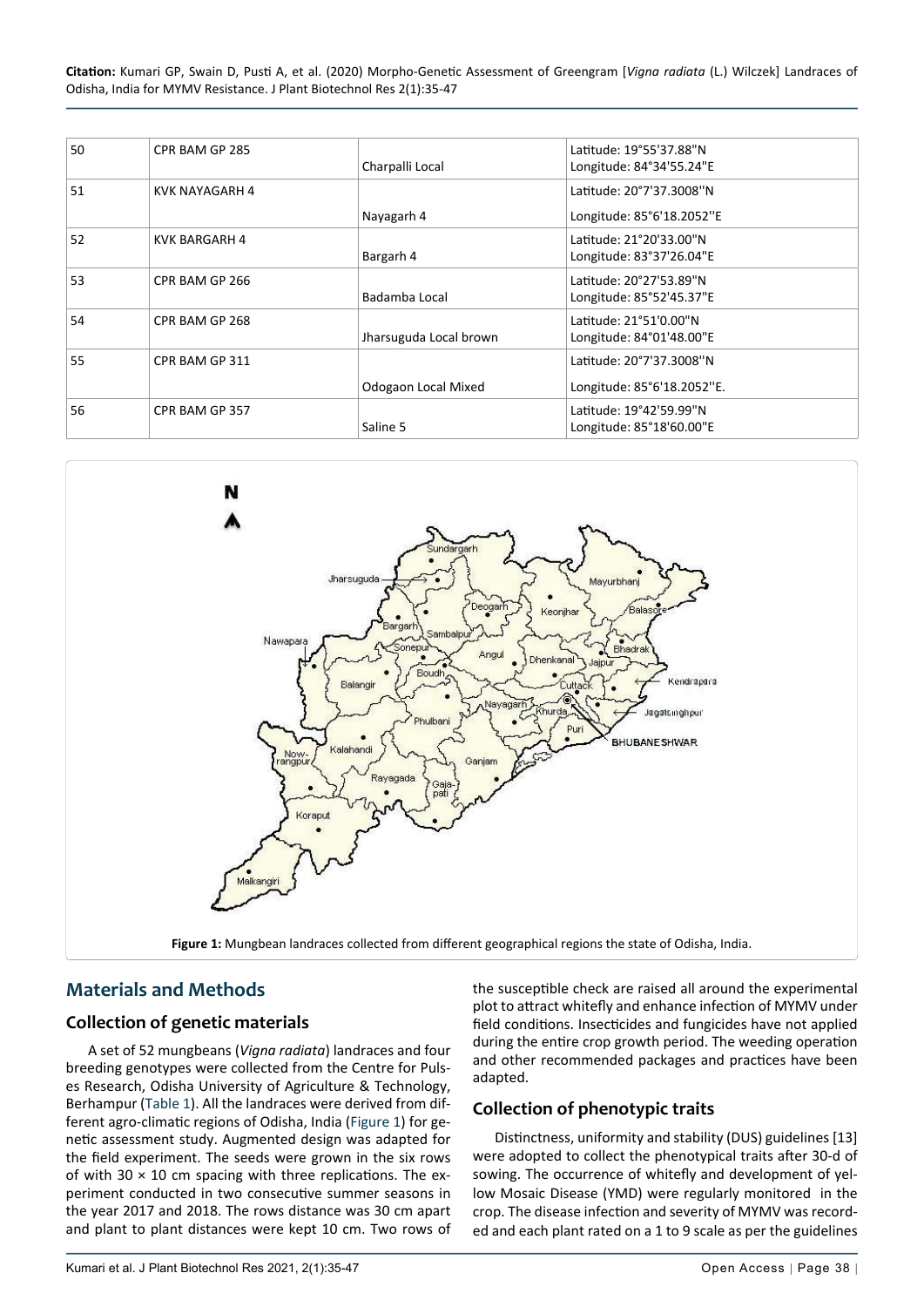| 50 | CPR BAM GP 285 | Charpalli Local | Latitude: 19°55'37.88"N Longitude: 84°34'55.24"E |
|---|---|---|---|
| 51 | KVK NAYAGARH 4 | Nayagarh 4 | Latitude: 20°7'37.3008''N Longitude: 85°6'18.2052''E |
| 52 | KVK BARGARH 4 | Bargarh 4 | Latitude: 21°20'33.00"N Longitude: 83°37'26.04"E |
| 53 | CPR BAM GP 266 | Badamba Local | Latitude: 20°27'53.89"N Longitude: 85°52'45.37"E |
| 54 | CPR BAM GP 268 | Jharsuguda Local brown | Latitude: 21°51'0.00"N Longitude: 84°01'48.00"E |
| 55 | CPR BAM GP 311 | Odogaon Local Mixed | Latitude: 20°7'37.3008''N Longitude: 85°6'18.2052''E. |
| 56 | CPR BAM GP 357 | Saline 5 | Latitude: 19°42'59.99"N Longitude: 85°18'60.00"E |

**Figure 1:** Mungbean landraces collected from different geographical regions the state of Odisha, India.

## Materials and Methods

### Collection of genetic materials

A set of 52 mungbeans (*Vigna radiata*) landraces and four breeding genotypes were collected from the Centre for Pulses Research, Odisha University of Agriculture & Technology, Berhampur (Table 1). All the landraces were derived from different agro-climatic regions of Odisha, India (Figure 1) for genetic assessment study. Augmented design was adapted for the field experiment. The seeds were grown in the six rows of with 30 × 10 cm spacing with three replications. The experiment conducted in two consecutive summer seasons in the year 2017 and 2018. The rows distance was 30 cm apart and plant to plant distances were kept 10 cm. Two rows of the susceptible check are raised all around the experimental plot to attract whitefly and enhance infection of MYMV under field conditions. Insecticides and fungicides have not applied during the entire crop growth period. The weeding operation and other recommended packages and practices have been adapted.

### Collection of phenotypic traits

Distinctness, uniformity and stability (DUS) guidelines [13] were adopted to collect the phenotypical traits after 30-d of sowing. The occurrence of whitefly and development of yellow Mosaic Disease (YMD) were regularly monitored in the crop. The disease infection and severity of MYMV was recorded and each plant rated on a 1 to 9 scale as per the guidelines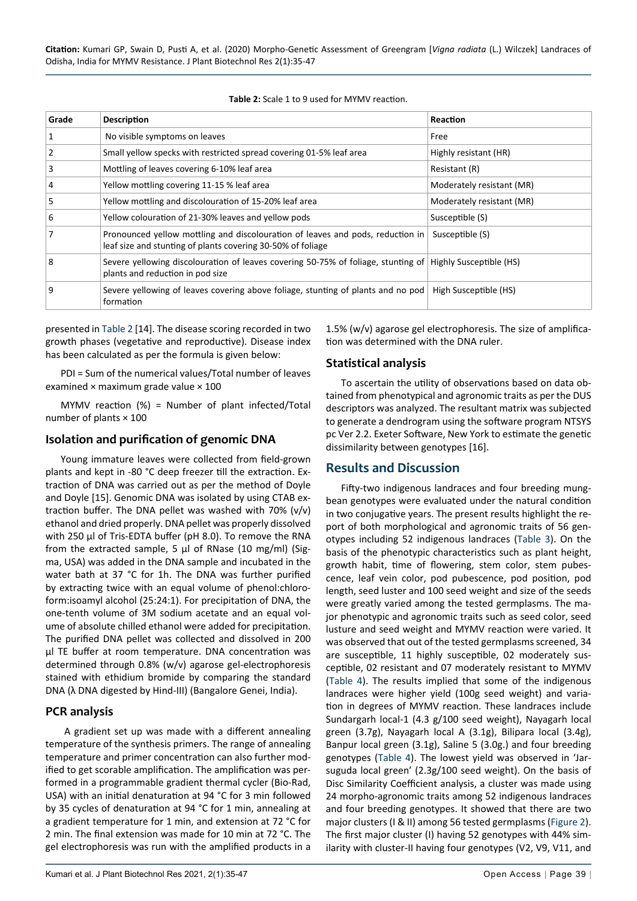**Table 2:** Scale 1 to 9 used for MYMV reaction.

| Grade | Description | Reaction |
|---|---|---|
| 1 | No visible symptoms on leaves | Free |
| 2 | Small yellow specks with restricted spread covering 01-5% leaf area | Highly resistant (HR) |
| 3 | Mottling of leaves covering 6-10% leaf area | Resistant (R) |
| 4 | Yellow mottling covering 11-15 % leaf area | Moderately resistant (MR) |
| 5 | Yellow mottling and discolouration of 15-20% leaf area | Moderately resistant (MR) |
| 6 | Yellow colouration of 21-30% leaves and yellow pods | Susceptible (S) |
| 7 | Pronounced yellow mottling and discolouration of leaves and pods, reduction in leaf size and stunting of plants covering 30-50% of foliage | Susceptible (S) |
| 8 | Severe yellowing discolouration of leaves covering 50-75% of foliage, stunting of plants and reduction in pod size | Highly Susceptible (HS) |
| 9 | Severe yellowing of leaves covering above foliage, stunting of plants and no pod formation | High Susceptible (HS) |

presented in Table 2 [14]. The disease scoring recorded in two growth phases (vegetative and reproductive). Disease index has been calculated as per the formula is given below:

PDI = Sum of the numerical values/Total number of leaves examined × maximum grade value × 100

MYMV reaction (%) = Number of plant infected/Total number of plants × 100

## Isolation and purification of genomic DNA

Young immature leaves were collected from field-grown plants and kept in -80 °C deep freezer till the extraction. Extraction of DNA was carried out as per the method of Doyle and Doyle [15]. Genomic DNA was isolated by using CTAB extraction buffer. The DNA pellet was washed with 70% (v/v) ethanol and dried properly. DNA pellet was properly dissolved with 250 µl of Tris-EDTA buffer (pH 8.0). To remove the RNA from the extracted sample, 5 µl of RNase (10 mg/ml) (Sigma, USA) was added in the DNA sample and incubated in the water bath at 37 °C for 1h. The DNA was further purified by extracting twice with an equal volume of phenol:chloroform:isoamyl alcohol (25:24:1). For precipitation of DNA, the one-tenth volume of 3M sodium acetate and an equal volume of absolute chilled ethanol were added for precipitation. The purified DNA pellet was collected and dissolved in 200 µl TE buffer at room temperature. DNA concentration was determined through 0.8% (w/v) agarose gel-electrophoresis stained with ethidium bromide by comparing the standard DNA (λ DNA digested by Hind-III) (Bangalore Genei, India).

## PCR analysis

A gradient set up was made with a different annealing temperature of the synthesis primers. The range of annealing temperature and primer concentration can also further modified to get scorable amplification. The amplification was performed in a programmable gradient thermal cycler (Bio-Rad, USA) with an initial denaturation at 94 °C for 3 min followed by 35 cycles of denaturation at 94 °C for 1 min, annealing at a gradient temperature for 1 min, and extension at 72 °C for 2 min. The final extension was made for 10 min at 72 °C. The gel electrophoresis was run with the amplified products in a 1.5% (w/v) agarose gel electrophoresis. The size of amplification was determined with the DNA ruler.

## Statistical analysis

To ascertain the utility of observations based on data obtained from phenotypical and agronomic traits as per the DUS descriptors was analyzed. The resultant matrix was subjected to generate a dendrogram using the software program NTSYS pc Ver 2.2. Exeter Software, New York to estimate the genetic dissimilarity between genotypes [16].

# Results and Discussion

Fifty-two indigenous landraces and four breeding mungbean genotypes were evaluated under the natural condition in two conjugative years. The present results highlight the report of both morphological and agronomic traits of 56 genotypes including 52 indigenous landraces (Table 3). On the basis of the phenotypic characteristics such as plant height, growth habit, time of flowering, stem color, stem pubescence, leaf vein color, pod pubescence, pod position, pod length, seed luster and 100 seed weight and size of the seeds were greatly varied among the tested germplasms. The major phenotypic and agronomic traits such as seed color, seed lusture and seed weight and MYMV reaction were varied. It was observed that out of the tested germplasms screened, 34 are susceptible, 11 highly susceptible, 02 moderately susceptible, 02 resistant and 07 moderately resistant to MYMV (Table 4). The results implied that some of the indigenous landraces were higher yield (100g seed weight) and variation in degrees of MYMV reaction. These landraces include Sundargarh local-1 (4.3 g/100 seed weight), Nayagarh local green (3.7g), Nayagarh local A (3.1g), Bilipara local (3.4g), Banpur local green (3.1g), Saline 5 (3.0g.) and four breeding genotypes (Table 4). The lowest yield was observed in 'Jarsuguda local green' (2.3g/100 seed weight). On the basis of Disc Similarity Coefficient analysis, a cluster was made using 24 morpho-agronomic traits among 52 indigenous landraces and four breeding genotypes. It showed that there are two major clusters (I & II) among 56 tested germplasms (Figure 2). The first major cluster (I) having 52 genotypes with 44% similarity with cluster-II having four genotypes (V2, V9, V11, and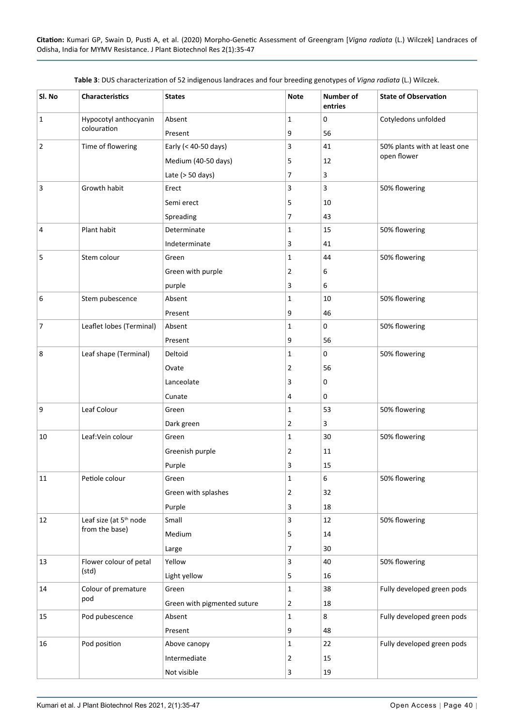**Table 3**: DUS characterization of 52 indigenous landraces and four breeding genotypes of *Vigna radiata* (L.) Wilczek.

| Sl. No | Characteristics | States | Note | Number of entries | State of Observation |
|---|---|---|---|---|---|
| 1 | Hypocotyl anthocyanin colouration | Absent | 1 | 0 | Cotyledons unfolded |
| | | Present | 9 | 56 | |
| 2 | Time of flowering | Early (< 40-50 days) | 3 | 41 | 50% plants with at least one open flower |
| | | Medium (40-50 days) | 5 | 12 | |
| | | Late (> 50 days) | 7 | 3 | |
| 3 | Growth habit | Erect | 3 | 3 | 50% flowering |
| | | Semi erect | 5 | 10 | |
| | | Spreading | 7 | 43 | |
| 4 | Plant habit | Determinate | 1 | 15 | 50% flowering |
| | | Indeterminate | 3 | 41 | |
| 5 | Stem colour | Green | 1 | 44 | 50% flowering |
| | | Green with purple | 2 | 6 | |
| | | purple | 3 | 6 | |
| 6 | Stem pubescence | Absent | 1 | 10 | 50% flowering |
| | | Present | 9 | 46 | |
| 7 | Leaflet lobes (Terminal) | Absent | 1 | 0 | 50% flowering |
| | | Present | 9 | 56 | |
| 8 | Leaf shape (Terminal) | Deltoid | 1 | 0 | 50% flowering |
| | | Ovate | 2 | 56 | |
| | | Lanceolate | 3 | 0 | |
| | | Cunate | 4 | 0 | |
| 9 | Leaf Colour | Green | 1 | 53 | 50% flowering |
| | | Dark green | 2 | 3 | |
| 10 | Leaf:Vein colour | Green | 1 | 30 | 50% flowering |
| | | Greenish purple | 2 | 11 | |
| | | Purple | 3 | 15 | |
| 11 | Petiole colour | Green | 1 | 6 | 50% flowering |
| | | Green with splashes | 2 | 32 | |
| | | Purple | 3 | 18 | |
| 12 | Leaf size (at 5th node from the base) | Small | 3 | 12 | 50% flowering |
| | | Medium | 5 | 14 | |
| | | Large | 7 | 30 | |
| 13 | Flower colour of petal (std) | Yellow | 3 | 40 | 50% flowering |
| | | Light yellow | 5 | 16 | |
| 14 | Colour of premature pod | Green | 1 | 38 | Fully developed green pods |
| | | Green with pigmented suture | 2 | 18 | |
| 15 | Pod pubescence | Absent | 1 | 8 | Fully developed green pods |
| | | Present | 9 | 48 | |
| 16 | Pod position | Above canopy | 1 | 22 | Fully developed green pods |
| | | Intermediate | 2 | 15 | |
| | | Not visible | 3 | 19 | |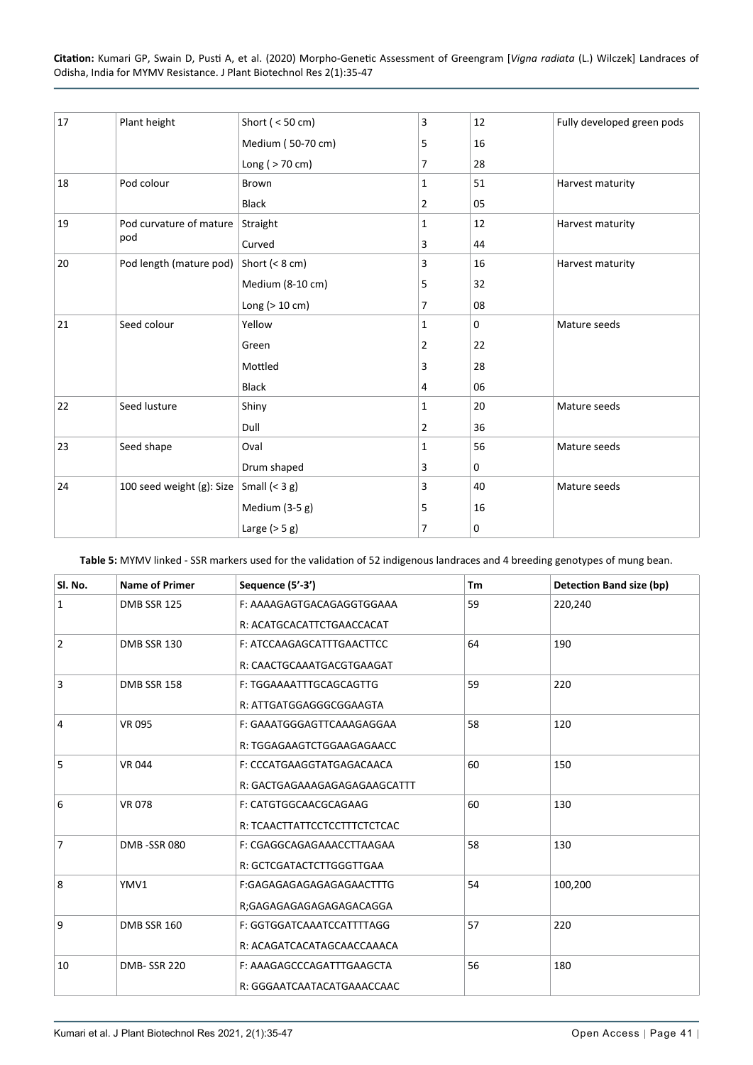| 17 | Plant height | Short ( < 50 cm) | 3 | 12 | Fully developed green pods |
|---|---|---|---|---|---|
| | | Medium ( 50-70 cm) | 5 | 16 | |
| | | Long ( > 70 cm) | 7 | 28 | |
| 18 | Pod colour | Brown | 1 | 51 | Harvest maturity |
| | | Black | 2 | 05 | |
| 19 | Pod curvature of mature pod | Straight | 1 | 12 | Harvest maturity |
| | | Curved | 3 | 44 | |
| 20 | Pod length (mature pod) | Short (< 8 cm) | 3 | 16 | Harvest maturity |
| | | Medium (8-10 cm) | 5 | 32 | |
| | | Long (> 10 cm) | 7 | 08 | |
| 21 | Seed colour | Yellow | 1 | 0 | Mature seeds |
| | | Green | 2 | 22 | |
| | | Mottled | 3 | 28 | |
| | | Black | 4 | 06 | |
| 22 | Seed lusture | Shiny | 1 | 20 | Mature seeds |
| | | Dull | 2 | 36 | |
| 23 | Seed shape | Oval | 1 | 56 | Mature seeds |
| | | Drum shaped | 3 | 0 | |
| 24 | 100 seed weight (g): Size | Small (< 3 g) | 3 | 40 | Mature seeds |
| | | Medium (3-5 g) | 5 | 16 | |
| | | Large (> 5 g) | 7 | 0 | |

**Table 5:** MYMV linked - SSR markers used for the validation of 52 indigenous landraces and 4 breeding genotypes of mung bean.

| Sl. No. | Name of Primer | Sequence (5'-3') | Tm | Detection Band size (bp) |
|---|---|---|---|---|
| 1 | DMB SSR 125 | F: AAAAGAGTGACAGAGGTGGAAA | 59 | 220,240 |
| | | R: ACATGCACATTCTGAACCACAT | | |
| 2 | DMB SSR 130 | F: ATCCAAGAGCATTTGAACTTCC | 64 | 190 |
| | | R: CAACTGCAAATGACGTGAAGAT | | |
| 3 | DMB SSR 158 | F: TGGAAAATTTGCAGCAGTTG | 59 | 220 |
| | | R: ATTGATGGAGGGCGGAAGTA | | |
| 4 | VR 095 | F: GAAATGGGAGTTCAAAGAGGAA | 58 | 120 |
| | | R: TGGAGAAGTCTGGAAGAGAACC | | |
| 5 | VR 044 | F: CCCATGAAGGTATGAGACAACA | 60 | 150 |
| | | R: GACTGAGAAAGAGAGAGAAGCATTT | | |
| 6 | VR 078 | F: CATGTGGCAACGCAGAAG | 60 | 130 |
| | | R: TCAACTTATTCCTCCTTTCTCTCAC | | |
| 7 | DMB -SSR 080 | F: CGAGGCAGAGAAACCTTAAGAA | 58 | 130 |
| | | R: GCTCGATACTCTTGGGTTGAA | | |
| 8 | YMV1 | F:GAGAGAGAGAGAGAGAACTTTG | 54 | 100,200 |
| | | R;GAGAGAGAGAGAGAGACAGGA | | |
| 9 | DMB SSR 160 | F: GGTGGATCAAATCCATTTTAGG | 57 | 220 |
| | | R: ACAGATCACATAGCAACCAAACA | | |
| 10 | DMB- SSR 220 | F: AAAGAGCCCAGATTTGAAGCTA | 56 | 180 |
| | | R: GGGAATCAATACATGAAACCAAC | | |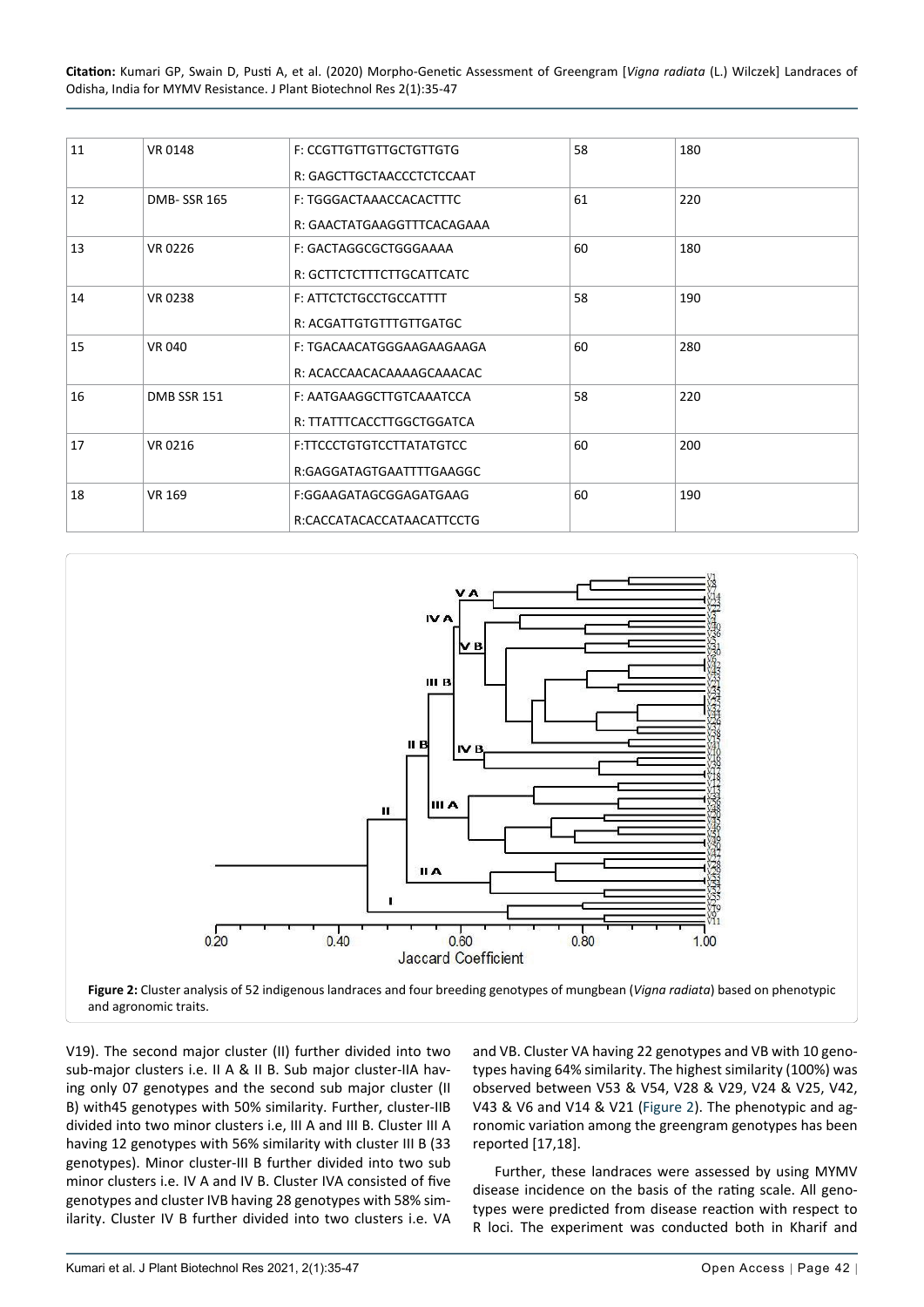| 11 | VR 0148 | F: CCGTTGTTGTTGCTGTTGTG<br>R: GAGCTTGCTAACCCTCTCCAAT | 58 | 180 |
|---|---|---|---|---|
| 12 | DMB- SSR 165 | F: TGGGACTAAACCACACTTTC<br>R: GAACTATGAAGGTTTCACAGAAA | 61 | 220 |
| 13 | VR 0226 | F: GACTAGGCGCTGGGAAAA<br>R: GCTTCTCTTTCTTGCATTCATC | 60 | 180 |
| 14 | VR 0238 | F: ATTCTCTGCCTGCCATTTT<br>R: ACGATTGTGTTTGTTGATGC | 58 | 190 |
| 15 | VR 040 | F: TGACAACATGGGAAGAAGAAGA<br>R: ACACCAACACAAAAGCAAACAC | 60 | 280 |
| 16 | DMB SSR 151 | F: AATGAAGGCTTGTCAAATCCA<br>R: TTATTTCACCTTGGCTGGATCA | 58 | 220 |
| 17 | VR 0216 | F:TTCCCTGTGTCCTTATATGTCC<br>R:GAGGATAGTGAATTTTGAAGGC | 60 | 200 |
| 18 | VR 169 | F:GGAAGATAGCGGAGATGAAG<br>R:CACCATACACCATAACATTCCTG | 60 | 190 |

**Figure 2:** Cluster analysis of 52 indigenous landraces and four breeding genotypes of mungbean (*Vigna radiata*) based on phenotypic and agronomic traits.

V19). The second major cluster (II) further divided into two sub-major clusters i.e. II A & II B. Sub major cluster-IIA having only 07 genotypes and the second sub major cluster (II B) with45 genotypes with 50% similarity. Further, cluster-IIB divided into two minor clusters i.e, III A and III B. Cluster III A having 12 genotypes with 56% similarity with cluster III B (33 genotypes). Minor cluster-III B further divided into two sub minor clusters i.e. IV A and IV B. Cluster IVA consisted of five genotypes and cluster IVB having 28 genotypes with 58% similarity. Cluster IV B further divided into two clusters i.e. VA and VB. Cluster VA having 22 genotypes and VB with 10 genotypes having 64% similarity. The highest similarity (100%) was observed between V53 & V54, V28 & V29, V24 & V25, V42, V43 & V6 and V14 & V21 (Figure 2). The phenotypic and agronomic variation among the greengram genotypes has been reported [17,18].

Further, these landraces were assessed by using MYMV disease incidence on the basis of the rating scale. All genotypes were predicted from disease reaction with respect to R loci. The experiment was conducted both in Kharif and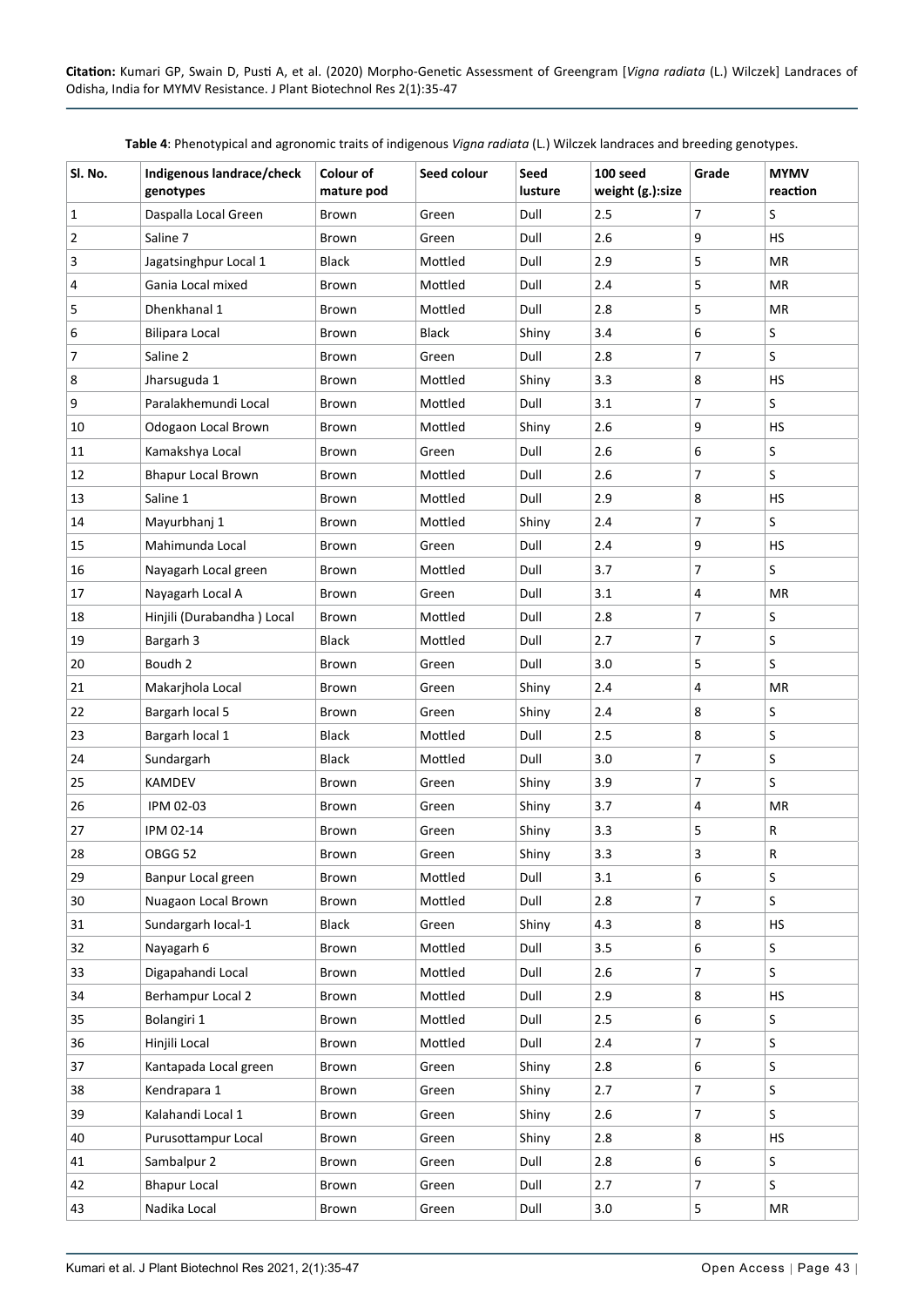**Table 4**: Phenotypical and agronomic traits of indigenous *Vigna radiata* (L.) Wilczek landraces and breeding genotypes.

| Sl. No. | Indigenous landrace/check genotypes | Colour of mature pod | Seed colour | Seed lusture | 100 seed weight (g.):size | Grade | MYMV reaction |
|---|---|---|---|---|---|---|---|
| 1 | Daspalla Local Green | Brown | Green | Dull | 2.5 | 7 | S |
| 2 | Saline 7 | Brown | Green | Dull | 2.6 | 9 | HS |
| 3 | Jagatsinghpur Local 1 | Black | Mottled | Dull | 2.9 | 5 | MR |
| 4 | Gania Local mixed | Brown | Mottled | Dull | 2.4 | 5 | MR |
| 5 | Dhenkhanal 1 | Brown | Mottled | Dull | 2.8 | 5 | MR |
| 6 | Bilipara Local | Brown | Black | Shiny | 3.4 | 6 | S |
| 7 | Saline 2 | Brown | Green | Dull | 2.8 | 7 | S |
| 8 | Jharsuguda 1 | Brown | Mottled | Shiny | 3.3 | 8 | HS |
| 9 | Paralakhemundi Local | Brown | Mottled | Dull | 3.1 | 7 | S |
| 10 | Odogaon Local Brown | Brown | Mottled | Shiny | 2.6 | 9 | HS |
| 11 | Kamakshya Local | Brown | Green | Dull | 2.6 | 6 | S |
| 12 | Bhapur Local Brown | Brown | Mottled | Dull | 2.6 | 7 | S |
| 13 | Saline 1 | Brown | Mottled | Dull | 2.9 | 8 | HS |
| 14 | Mayurbhanj 1 | Brown | Mottled | Shiny | 2.4 | 7 | S |
| 15 | Mahimunda Local | Brown | Green | Dull | 2.4 | 9 | HS |
| 16 | Nayagarh Local green | Brown | Mottled | Dull | 3.7 | 7 | S |
| 17 | Nayagarh Local A | Brown | Green | Dull | 3.1 | 4 | MR |
| 18 | Hinjili (Durabandha ) Local | Brown | Mottled | Dull | 2.8 | 7 | S |
| 19 | Bargarh 3 | Black | Mottled | Dull | 2.7 | 7 | S |
| 20 | Boudh 2 | Brown | Green | Dull | 3.0 | 5 | S |
| 21 | Makarjhola Local | Brown | Green | Shiny | 2.4 | 4 | MR |
| 22 | Bargarh local 5 | Brown | Green | Shiny | 2.4 | 8 | S |
| 23 | Bargarh local 1 | Black | Mottled | Dull | 2.5 | 8 | S |
| 24 | Sundargarh | Black | Mottled | Dull | 3.0 | 7 | S |
| 25 | KAMDEV | Brown | Green | Shiny | 3.9 | 7 | S |
| 26 | IPM 02-03 | Brown | Green | Shiny | 3.7 | 4 | MR |
| 27 | IPM 02-14 | Brown | Green | Shiny | 3.3 | 5 | R |
| 28 | OBGG 52 | Brown | Green | Shiny | 3.3 | 3 | R |
| 29 | Banpur Local green | Brown | Mottled | Dull | 3.1 | 6 | S |
| 30 | Nuagaon Local Brown | Brown | Mottled | Dull | 2.8 | 7 | S |
| 31 | Sundargarh local-1 | Black | Green | Shiny | 4.3 | 8 | HS |
| 32 | Nayagarh 6 | Brown | Mottled | Dull | 3.5 | 6 | S |
| 33 | Digapahandi Local | Brown | Mottled | Dull | 2.6 | 7 | S |
| 34 | Berhampur Local 2 | Brown | Mottled | Dull | 2.9 | 8 | HS |
| 35 | Bolangiri 1 | Brown | Mottled | Dull | 2.5 | 6 | S |
| 36 | Hinjili Local | Brown | Mottled | Dull | 2.4 | 7 | S |
| 37 | Kantapada Local green | Brown | Green | Shiny | 2.8 | 6 | S |
| 38 | Kendrapara 1 | Brown | Green | Shiny | 2.7 | 7 | S |
| 39 | Kalahandi Local 1 | Brown | Green | Shiny | 2.6 | 7 | S |
| 40 | Purusottampur Local | Brown | Green | Shiny | 2.8 | 8 | HS |
| 41 | Sambalpur 2 | Brown | Green | Dull | 2.8 | 6 | S |
| 42 | Bhapur Local | Brown | Green | Dull | 2.7 | 7 | S |
| 43 | Nadika Local | Brown | Green | Dull | 3.0 | 5 | MR |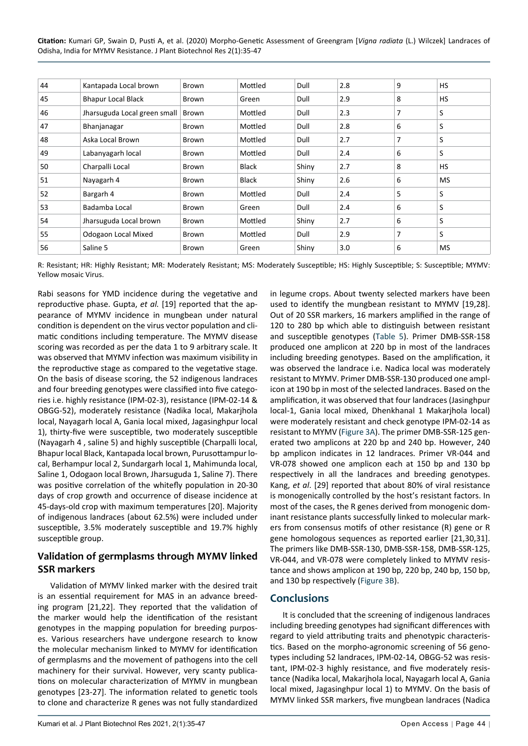| 44 | Kantapada Local brown | Brown | Mottled | Dull | 2.8 | 9 | HS |
|---|---|---|---|---|---|---|---|
| 45 | Bhapur Local Black | Brown | Green | Dull | 2.9 | 8 | HS |
| 46 | Jharsuguda Local green small | Brown | Mottled | Dull | 2.3 | 7 | S |
| 47 | Bhanjanagar | Brown | Mottled | Dull | 2.8 | 6 | S |
| 48 | Aska Local Brown | Brown | Mottled | Dull | 2.7 | 7 | S |
| 49 | Labanyagarh local | Brown | Mottled | Dull | 2.4 | 6 | S |
| 50 | Charpalli Local | Brown | Black | Shiny | 2.7 | 8 | HS |
| 51 | Nayagarh 4 | Brown | Black | Shiny | 2.6 | 6 | MS |
| 52 | Bargarh 4 | Brown | Mottled | Dull | 2.4 | 5 | S |
| 53 | Badamba Local | Brown | Green | Dull | 2.4 | 6 | S |
| 54 | Jharsuguda Local brown | Brown | Mottled | Shiny | 2.7 | 6 | S |
| 55 | Odogaon Local Mixed | Brown | Mottled | Dull | 2.9 | 7 | S |
| 56 | Saline 5 | Brown | Green | Shiny | 3.0 | 6 | MS |

R: Resistant; HR: Highly Resistant; MR: Moderately Resistant; MS: Moderately Susceptible; HS: Highly Susceptible; S: Susceptible; MYMV: Yellow mosaic Virus.

Rabi seasons for YMD incidence during the vegetative and reproductive phase. Gupta, *et al.* [19] reported that the appearance of MYMV incidence in mungbean under natural condition is dependent on the virus vector population and climatic conditions including temperature. The MYMV disease scoring was recorded as per the data 1 to 9 arbitrary scale. It was observed that MYMV infection was maximum visibility in the reproductive stage as compared to the vegetative stage. On the basis of disease scoring, the 52 indigenous landraces and four breeding genotypes were classified into five categories i.e. highly resistance (IPM-02-3), resistance (IPM-02-14 & OBGG-52), moderately resistance (Nadika local, Makarjhola local, Nayagarh local A, Gania local mixed, Jagasinghpur local 1), thirty-five were susceptible, two moderately susceptible (Nayagarh 4 , saline 5) and highly susceptible (Charpalli local, Bhapur local Black, Kantapada local brown, Purusottampur local, Berhampur local 2, Sundargarh local 1, Mahimunda local, Saline 1, Odogaon local Brown, Jharsuguda 1, Saline 7). There was positive correlation of the whitefly population in 20-30 days of crop growth and occurrence of disease incidence at 45-days-old crop with maximum temperatures [20]. Majority of indigenous landraces (about 62.5%) were included under susceptible, 3.5% moderately susceptible and 19.7% highly susceptible group.

## Validation of germplasms through MYMV linked SSR markers

Validation of MYMV linked marker with the desired trait is an essential requirement for MAS in an advance breeding program [21,22]. They reported that the validation of the marker would help the identification of the resistant genotypes in the mapping population for breeding purposes. Various researchers have undergone research to know the molecular mechanism linked to MYMV for identification of germplasms and the movement of pathogens into the cell machinery for their survival. However, very scanty publications on molecular characterization of MYMV in mungbean genotypes [23-27]. The information related to genetic tools to clone and characterize R genes was not fully standardized in legume crops. About twenty selected markers have been used to identify the mungbean resistant to MYMV [19,28]. Out of 20 SSR markers, 16 markers amplified in the range of 120 to 280 bp which able to distinguish between resistant and susceptible genotypes (Table 5). Primer DMB-SSR-158 produced one amplicon at 220 bp in most of the landraces including breeding genotypes. Based on the amplification, it was observed the landrace i.e. Nadica local was moderately resistant to MYMV. Primer DMB-SSR-130 produced one amplicon at 190 bp in most of the selected landraces. Based on the amplification, it was observed that four landraces (Jasinghpur local-1, Gania local mixed, Dhenkhanal 1 Makarjhola local) were moderately resistant and check genotype IPM-02-14 as resistant to MYMV (Figure 3A). The primer DMB-SSR-125 generated two amplicons at 220 bp and 240 bp. However, 240 bp amplicon indicates in 12 landraces. Primer VR-044 and VR-078 showed one amplicon each at 150 bp and 130 bp respectively in all the landraces and breeding genotypes. Kang, *et al*. [29] reported that about 80% of viral resistance is monogenically controlled by the host's resistant factors. In most of the cases, the R genes derived from monogenic dominant resistance plants successfully linked to molecular markers from consensus motifs of other resistance (R) gene or R gene homologous sequences as reported earlier [21,30,31]. The primers like DMB-SSR-130, DMB-SSR-158, DMB-SSR-125, VR-044, and VR-078 were completely linked to MYMV resistance and shows amplicon at 190 bp, 220 bp, 240 bp, 150 bp, and 130 bp respectively (Figure 3B).

## Conclusions

It is concluded that the screening of indigenous landraces including breeding genotypes had significant differences with regard to yield attributing traits and phenotypic characteristics. Based on the morpho-agronomic screening of 56 genotypes including 52 landraces, IPM-02-14, OBGG-52 was resistant, IPM-02-3 highly resistance, and five moderately resistance (Nadika local, Makarjhola local, Nayagarh local A, Gania local mixed, Jagasinghpur local 1) to MYMV. On the basis of MYMV linked SSR markers, five mungbean landraces (Nadica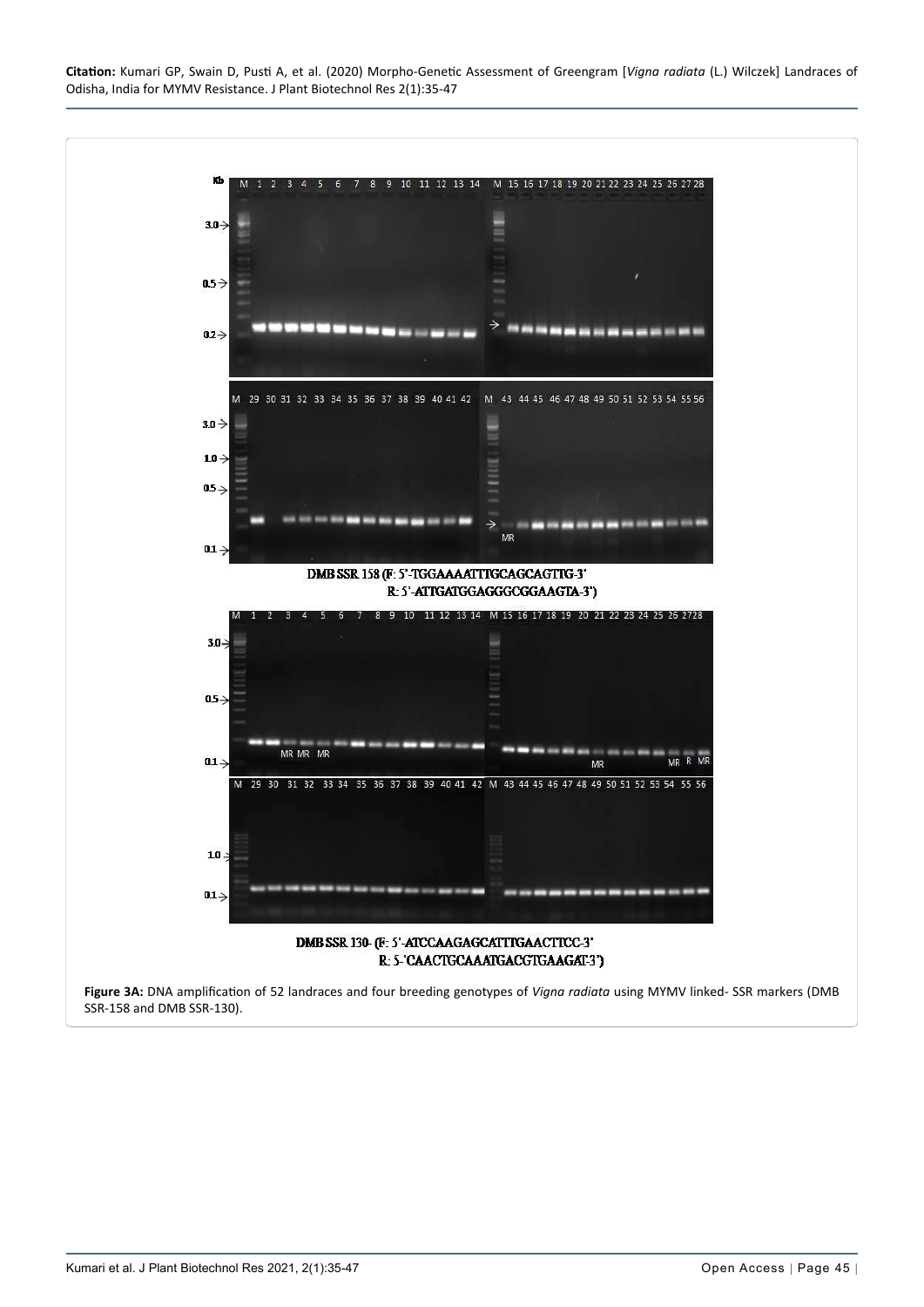DMB SSR 158 (F: 5'-TGGAAAATTTGCAGCAGTTG-3'
R: 5'-ATTGATGGAGGGCGGAAGTA-3')

DMB SSR 130- (F: 5'-ATCCAAGAGCATTTGAACTTCC-3'
R: 5-'CAACTGCAAATGACGTGAAGAT-3')

**Figure 3A:** DNA amplification of 52 landraces and four breeding genotypes of *Vigna radiata* using MYMV linked- SSR markers (DMB SSR-158 and DMB SSR-130).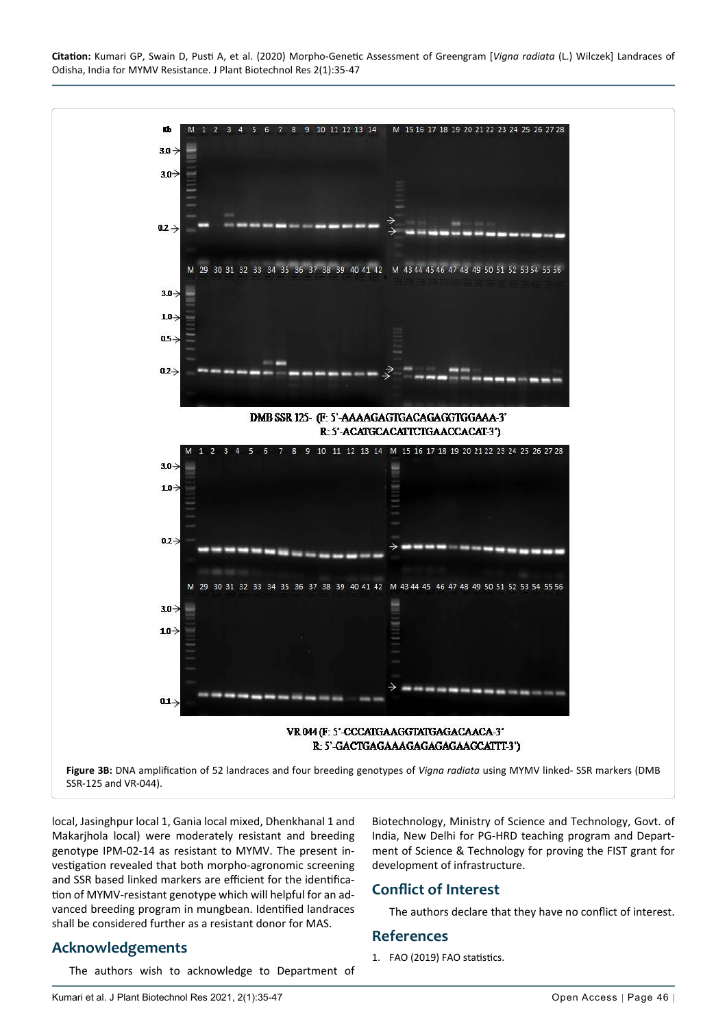**Figure 3B:** DNA amplification of 52 landraces and four breeding genotypes of *Vigna radiata* using MYMV linked- SSR markers (DMB SSR-125 and VR-044).

local, Jasinghpur local 1, Gania local mixed, Dhenkhanal 1 and Makarjhola local) were moderately resistant and breeding genotype IPM-02-14 as resistant to MYMV. The present investigation revealed that both morpho-agronomic screening and SSR based linked markers are efficient for the identification of MYMV-resistant genotype which will helpful for an advanced breeding program in mungbean. Identified landraces shall be considered further as a resistant donor for MAS.

## Acknowledgements

The authors wish to acknowledge to Department of Biotechnology, Ministry of Science and Technology, Govt. of India, New Delhi for PG-HRD teaching program and Department of Science & Technology for proving the FIST grant for development of infrastructure.

## Conflict of Interest

The authors declare that they have no conflict of interest.

## References

1. FAO (2019) FAO statistics.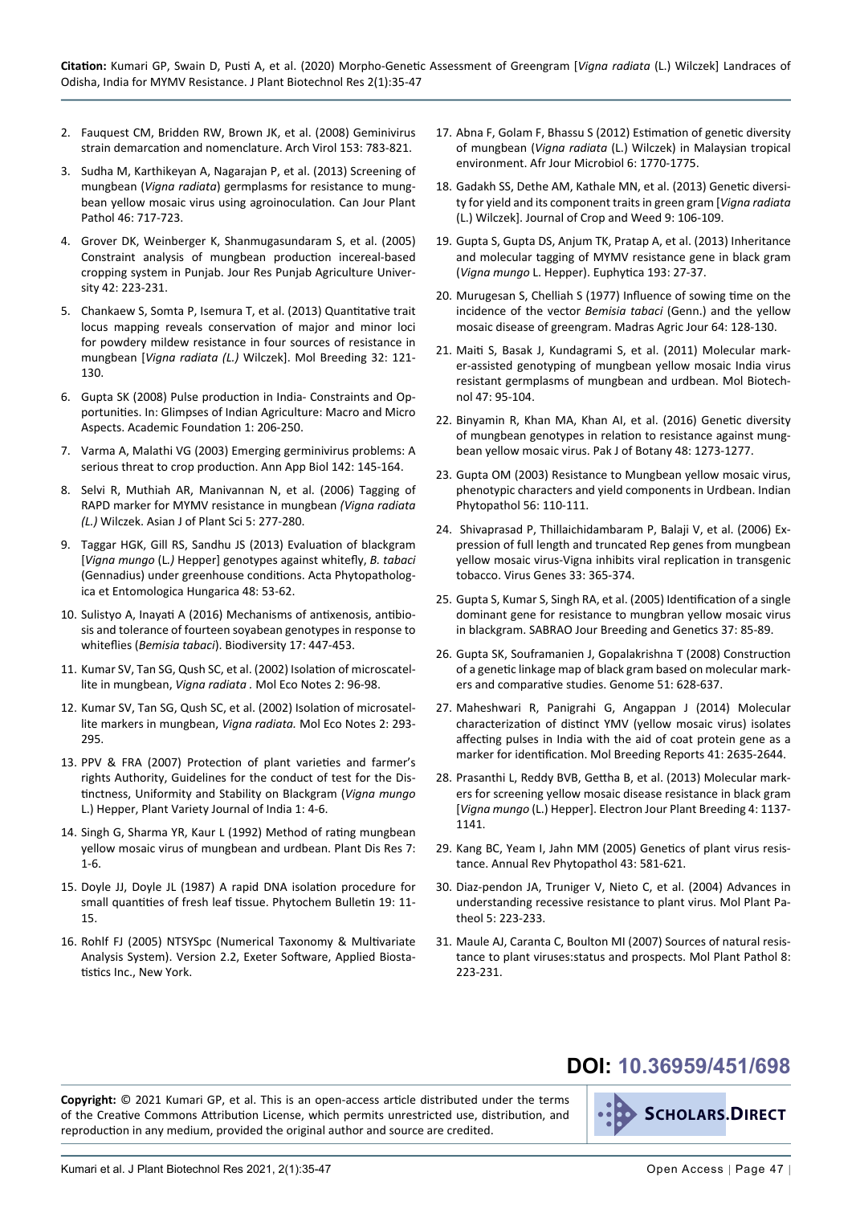2. Fauquest CM, Bridden RW, Brown JK, et al. (2008) Geminivirus strain demarcation and nomenclature. Arch Virol 153: 783-821.

3. Sudha M, Karthikeyan A, Nagarajan P, et al. (2013) Screening of mungbean (*Vigna radiata*) germplasms for resistance to mungbean yellow mosaic virus using agroinoculation. Can Jour Plant Pathol 46: 717-723.

4. Grover DK, Weinberger K, Shanmugasundaram S, et al. (2005) Constraint analysis of mungbean production incereal-based cropping system in Punjab. Jour Res Punjab Agriculture University 42: 223-231.

5. Chankaew S, Somta P, Isemura T, et al. (2013) Quantitative trait locus mapping reveals conservation of major and minor loci for powdery mildew resistance in four sources of resistance in mungbean [*Vigna radiata (L.)* Wilczek]. Mol Breeding 32: 121-130.

6. Gupta SK (2008) Pulse production in India- Constraints and Opportunities. In: Glimpses of Indian Agriculture: Macro and Micro Aspects. Academic Foundation 1: 206-250.

7. Varma A, Malathi VG (2003) Emerging germinivirus problems: A serious threat to crop production. Ann App Biol 142: 145-164.

8. Selvi R, Muthiah AR, Manivannan N, et al. (2006) Tagging of RAPD marker for MYMV resistance in mungbean *(Vigna radiata (L.)* Wilczek. Asian J of Plant Sci 5: 277-280.

9. Taggar HGK, Gill RS, Sandhu JS (2013) Evaluation of blackgram [*Vigna mungo* (L*.)* Hepper] genotypes against whitefly, *B. tabaci* (Gennadius) under greenhouse conditions. Acta Phytopathologica et Entomologica Hungarica 48: 53-62.

10. Sulistyo A, Inayati A (2016) Mechanisms of antixenosis, antibiosis and tolerance of fourteen soyabean genotypes in response to whiteflies (*Bemisia tabaci*). Biodiversity 17: 447-453.

11. Kumar SV, Tan SG, Qush SC, et al. (2002) Isolation of microscatellite in mungbean, *Vigna radiata* . Mol Eco Notes 2: 96-98.

12. Kumar SV, Tan SG, Qush SC, et al. (2002) Isolation of microsatellite markers in mungbean, *Vigna radiata.* Mol Eco Notes 2: 293-295.

13. PPV & FRA (2007) Protection of plant varieties and farmer's rights Authority, Guidelines for the conduct of test for the Distinctness, Uniformity and Stability on Blackgram (*Vigna mungo* L.) Hepper, Plant Variety Journal of India 1: 4-6.

14. Singh G, Sharma YR, Kaur L (1992) Method of rating mungbean yellow mosaic virus of mungbean and urdbean. Plant Dis Res 7: 1-6.

15. Doyle JJ, Doyle JL (1987) A rapid DNA isolation procedure for small quantities of fresh leaf tissue. Phytochem Bulletin 19: 11-15.

16. Rohlf FJ (2005) NTSYSpc (Numerical Taxonomy & Multivariate Analysis System). Version 2.2, Exeter Software, Applied Biostatistics Inc., New York.

17. Abna F, Golam F, Bhassu S (2012) Estimation of genetic diversity of mungbean (*Vigna radiata* (L.) Wilczek) in Malaysian tropical environment. Afr Jour Microbiol 6: 1770-1775.

18. Gadakh SS, Dethe AM, Kathale MN, et al. (2013) Genetic diversity for yield and its component traits in green gram [*Vigna radiata* (L.) Wilczek]. Journal of Crop and Weed 9: 106-109.

19. Gupta S, Gupta DS, Anjum TK, Pratap A, et al. (2013) Inheritance and molecular tagging of MYMV resistance gene in black gram (*Vigna mungo* L. Hepper). Euphytica 193: 27-37.

20. Murugesan S, Chelliah S (1977) Influence of sowing time on the incidence of the vector *Bemisia tabaci* (Genn.) and the yellow mosaic disease of greengram. Madras Agric Jour 64: 128-130.

21. Maiti S, Basak J, Kundagrami S, et al. (2011) Molecular marker-assisted genotyping of mungbean yellow mosaic India virus resistant germplasms of mungbean and urdbean. Mol Biotechnol 47: 95-104.

22. Binyamin R, Khan MA, Khan AI, et al. (2016) Genetic diversity of mungbean genotypes in relation to resistance against mungbean yellow mosaic virus. Pak J of Botany 48: 1273-1277.

23. Gupta OM (2003) Resistance to Mungbean yellow mosaic virus, phenotypic characters and yield components in Urdbean. Indian Phytopathol 56: 110-111.

24. Shivaprasad P, Thillaichidambaram P, Balaji V, et al. (2006) Expression of full length and truncated Rep genes from mungbean yellow mosaic virus-Vigna inhibits viral replication in transgenic tobacco. Virus Genes 33: 365-374.

25. Gupta S, Kumar S, Singh RA, et al. (2005) Identification of a single dominant gene for resistance to mungbran yellow mosaic virus in blackgram. SABRAO Jour Breeding and Genetics 37: 85-89.

26. Gupta SK, Souframanien J, Gopalakrishna T (2008) Construction of a genetic linkage map of black gram based on molecular markers and comparative studies. Genome 51: 628-637.

27. Maheshwari R, Panigrahi G, Angappan J (2014) Molecular characterization of distinct YMV (yellow mosaic virus) isolates affecting pulses in India with the aid of coat protein gene as a marker for identification. Mol Breeding Reports 41: 2635-2644.

28. Prasanthi L, Reddy BVB, Gettha B, et al. (2013) Molecular markers for screening yellow mosaic disease resistance in black gram [*Vigna mungo* (L.) Hepper]. Electron Jour Plant Breeding 4: 1137-1141.

29. Kang BC, Yeam I, Jahn MM (2005) Genetics of plant virus resistance. Annual Rev Phytopathol 43: 581-621.

30. Diaz-pendon JA, Truniger V, Nieto C, et al. (2004) Advances in understanding recessive resistance to plant virus. Mol Plant Patheol 5: 223-233.

31. Maule AJ, Caranta C, Boulton MI (2007) Sources of natural resistance to plant viruses:status and prospects. Mol Plant Pathol 8: 223-231.

**DOI: 10.36959/451/698**

**Copyright:** © 2021 Kumari GP, et al. This is an open-access article distributed under the terms of the Creative Commons Attribution License, which permits unrestricted use, distribution, and reproduction in any medium, provided the original author and source are credited.